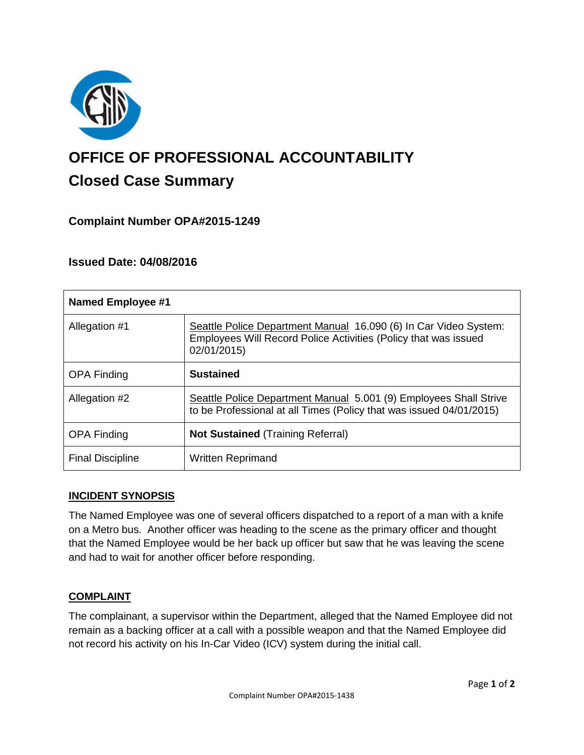# OFFICE OF PROFESSIONAL ACCOUNTABILITY

## Closed Case Summary

### Complaint Number OPA#2015-1249

### Issued Date: 04/08/2016

| Named Employee #1 | |
|---|---|
| Allegation #1 | Seattle Police Department Manual 16.090 (6) In Car Video System: Employees Will Record Police Activities (Policy that was issued 02/01/2015) |
| OPA Finding | **Sustained** |
| Allegation #2 | Seattle Police Department Manual 5.001 (9) Employees Shall Strive to be Professional at all Times (Policy that was issued 04/01/2015) |
| OPA Finding | **Not Sustained** (Training Referral) |
| Final Discipline | Written Reprimand |

**INCIDENT SYNOPSIS**

The Named Employee was one of several officers dispatched to a report of a man with a knife on a Metro bus. Another officer was heading to the scene as the primary officer and thought that the Named Employee would be her back up officer but saw that he was leaving the scene and had to wait for another officer before responding.

**COMPLAINT**

The complainant, a supervisor within the Department, alleged that the Named Employee did not remain as a backing officer at a call with a possible weapon and that the Named Employee did not record his activity on his In-Car Video (ICV) system during the initial call.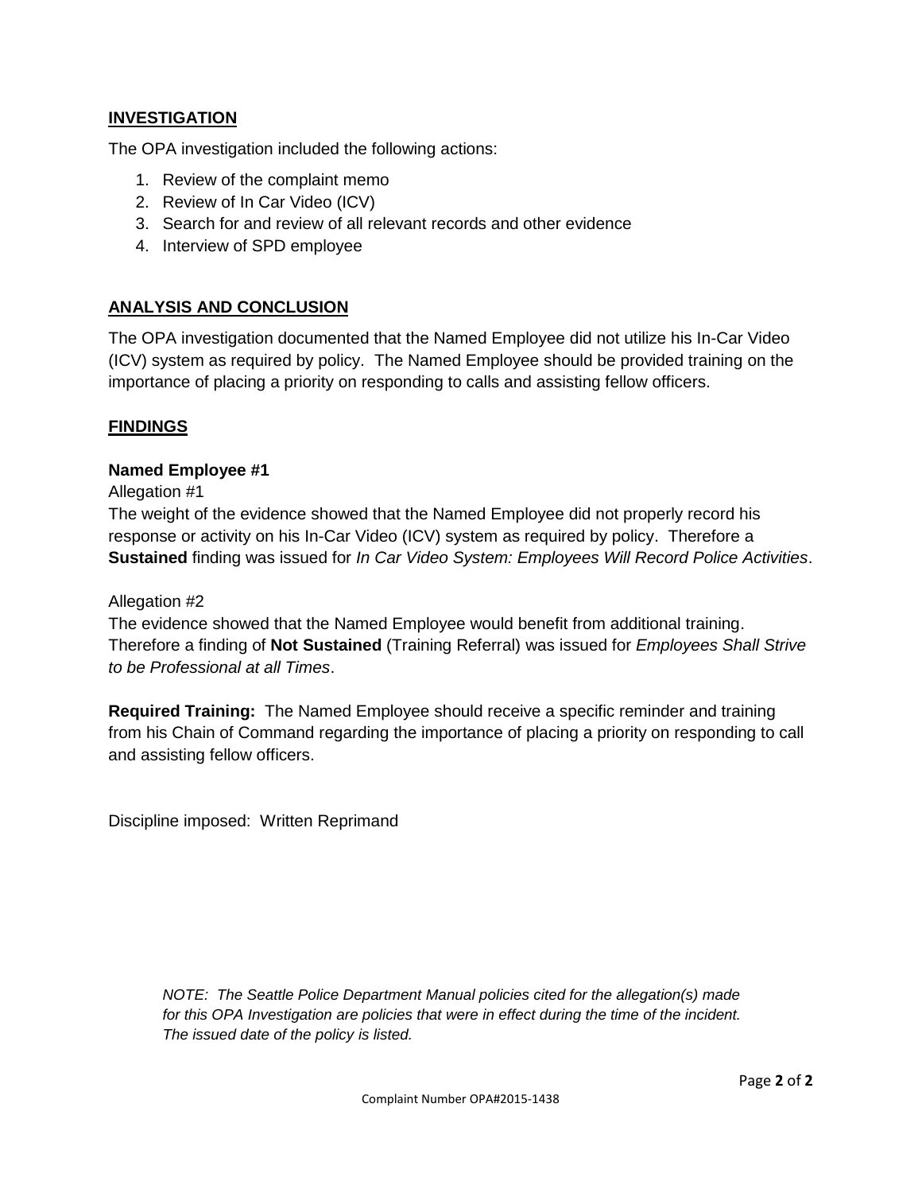## INVESTIGATION

The OPA investigation included the following actions:

1. Review of the complaint memo
2. Review of In Car Video (ICV)
3. Search for and review of all relevant records and other evidence
4. Interview of SPD employee

## ANALYSIS AND CONCLUSION

The OPA investigation documented that the Named Employee did not utilize his In-Car Video (ICV) system as required by policy. The Named Employee should be provided training on the importance of placing a priority on responding to calls and assisting fellow officers.

## FINDINGS

**Named Employee #1**

Allegation #1

The weight of the evidence showed that the Named Employee did not properly record his response or activity on his In-Car Video (ICV) system as required by policy. Therefore a **Sustained** finding was issued for *In Car Video System: Employees Will Record Police Activities*.

Allegation #2

The evidence showed that the Named Employee would benefit from additional training. Therefore a finding of **Not Sustained** (Training Referral) was issued for *Employees Shall Strive to be Professional at all Times*.

**Required Training:** The Named Employee should receive a specific reminder and training from his Chain of Command regarding the importance of placing a priority on responding to call and assisting fellow officers.

Discipline imposed: Written Reprimand

*NOTE: The Seattle Police Department Manual policies cited for the allegation(s) made for this OPA Investigation are policies that were in effect during the time of the incident. The issued date of the policy is listed.*

Complaint Number OPA#2015-1438